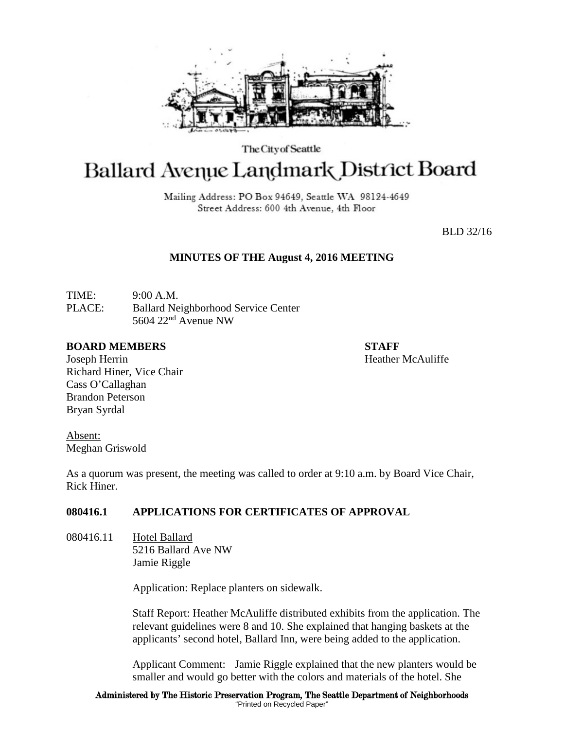The City of Seattle

# Ballard Avenue Landmark District Board

Mailing Address: PO Box 94649, Seattle WA 98124-4649
Street Address: 600 4th Avenue, 4th Floor

BLD 32/16

**MINUTES OF THE August 4, 2016 MEETING**

TIME: 9:00 A.M.
PLACE: Ballard Neighborhood Service Center
5604 22nd Avenue NW

**BOARD MEMBERS**
Joseph Herrin
Richard Hiner, Vice Chair
Cass O'Callaghan
Brandon Peterson
Bryan Syrdal

**STAFF**
Heather McAuliffe

Absent:
Meghan Griswold

As a quorum was present, the meeting was called to order at 9:10 a.m. by Board Vice Chair, Rick Hiner.

**080416.1 APPLICATIONS FOR CERTIFICATES OF APPROVAL**

080416.11 Hotel Ballard
5216 Ballard Ave NW
Jamie Riggle

Application: Replace planters on sidewalk.

Staff Report: Heather McAuliffe distributed exhibits from the application. The relevant guidelines were 8 and 10. She explained that hanging baskets at the applicants' second hotel, Ballard Inn, were being added to the application.

Applicant Comment: Jamie Riggle explained that the new planters would be smaller and would go better with the colors and materials of the hotel. She

Administered by The Historic Preservation Program, The Seattle Department of Neighborhoods
"Printed on Recycled Paper"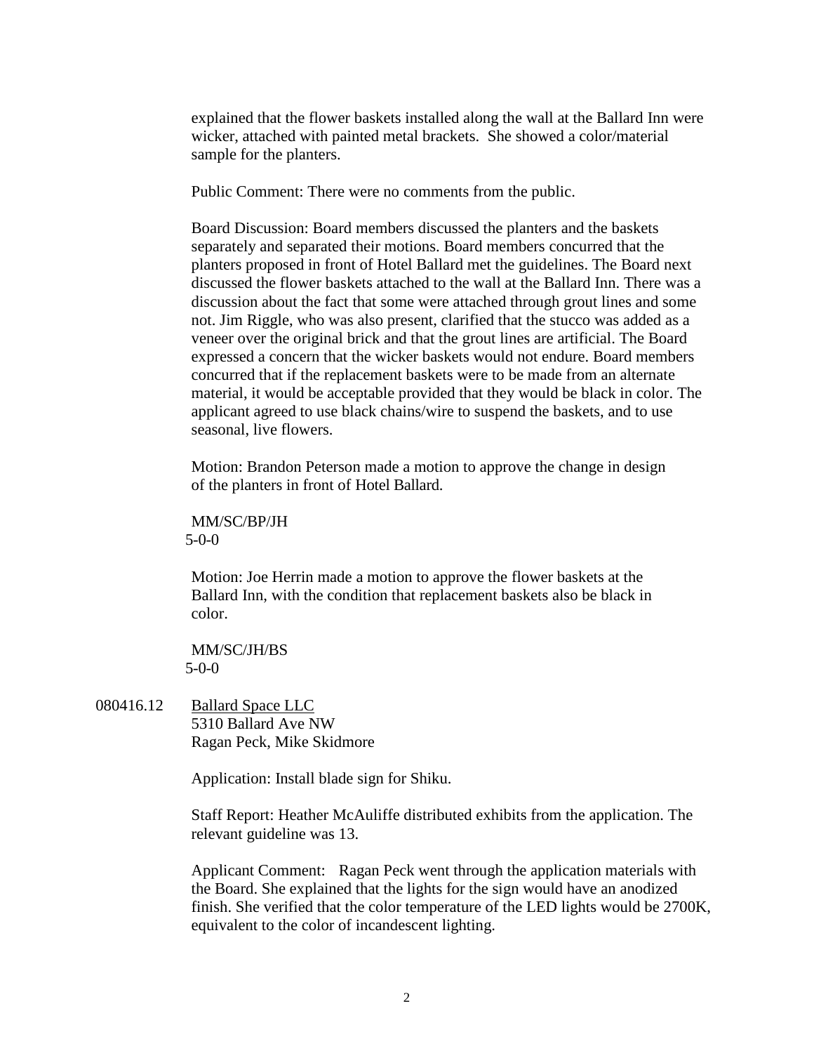explained that the flower baskets installed along the wall at the Ballard Inn were wicker, attached with painted metal brackets. She showed a color/material sample for the planters.

Public Comment: There were no comments from the public.

Board Discussion: Board members discussed the planters and the baskets separately and separated their motions. Board members concurred that the planters proposed in front of Hotel Ballard met the guidelines. The Board next discussed the flower baskets attached to the wall at the Ballard Inn. There was a discussion about the fact that some were attached through grout lines and some not. Jim Riggle, who was also present, clarified that the stucco was added as a veneer over the original brick and that the grout lines are artificial. The Board expressed a concern that the wicker baskets would not endure. Board members concurred that if the replacement baskets were to be made from an alternate material, it would be acceptable provided that they would be black in color. The applicant agreed to use black chains/wire to suspend the baskets, and to use seasonal, live flowers.

Motion: Brandon Peterson made a motion to approve the change in design of the planters in front of Hotel Ballard.

MM/SC/BP/JH
5-0-0

Motion: Joe Herrin made a motion to approve the flower baskets at the Ballard Inn, with the condition that replacement baskets also be black in color.

MM/SC/JH/BS
5-0-0

080416.12 Ballard Space LLC
5310 Ballard Ave NW
Ragan Peck, Mike Skidmore

Application: Install blade sign for Shiku.

Staff Report: Heather McAuliffe distributed exhibits from the application. The relevant guideline was 13.

Applicant Comment: Ragan Peck went through the application materials with the Board. She explained that the lights for the sign would have an anodized finish. She verified that the color temperature of the LED lights would be 2700K, equivalent to the color of incandescent lighting.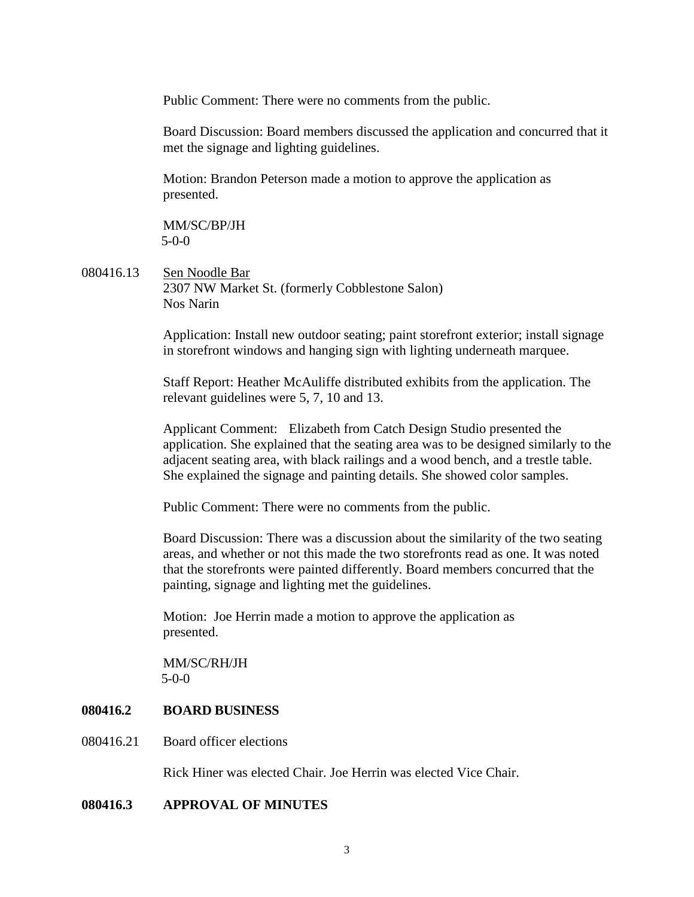Public Comment: There were no comments from the public.

Board Discussion: Board members discussed the application and concurred that it met the signage and lighting guidelines.

Motion: Brandon Peterson made a motion to approve the application as presented.

MM/SC/BP/JH
5-0-0

080416.13 Sen Noodle Bar
2307 NW Market St. (formerly Cobblestone Salon)
Nos Narin

Application: Install new outdoor seating; paint storefront exterior; install signage in storefront windows and hanging sign with lighting underneath marquee.

Staff Report: Heather McAuliffe distributed exhibits from the application. The relevant guidelines were 5, 7, 10 and 13.

Applicant Comment: Elizabeth from Catch Design Studio presented the application. She explained that the seating area was to be designed similarly to the adjacent seating area, with black railings and a wood bench, and a trestle table. She explained the signage and painting details. She showed color samples.

Public Comment: There were no comments from the public.

Board Discussion: There was a discussion about the similarity of the two seating areas, and whether or not this made the two storefronts read as one. It was noted that the storefronts were painted differently. Board members concurred that the painting, signage and lighting met the guidelines.

Motion: Joe Herrin made a motion to approve the application as presented.

MM/SC/RH/JH
5-0-0

**080416.2 BOARD BUSINESS**

080416.21 Board officer elections

Rick Hiner was elected Chair. Joe Herrin was elected Vice Chair.

**080416.3 APPROVAL OF MINUTES**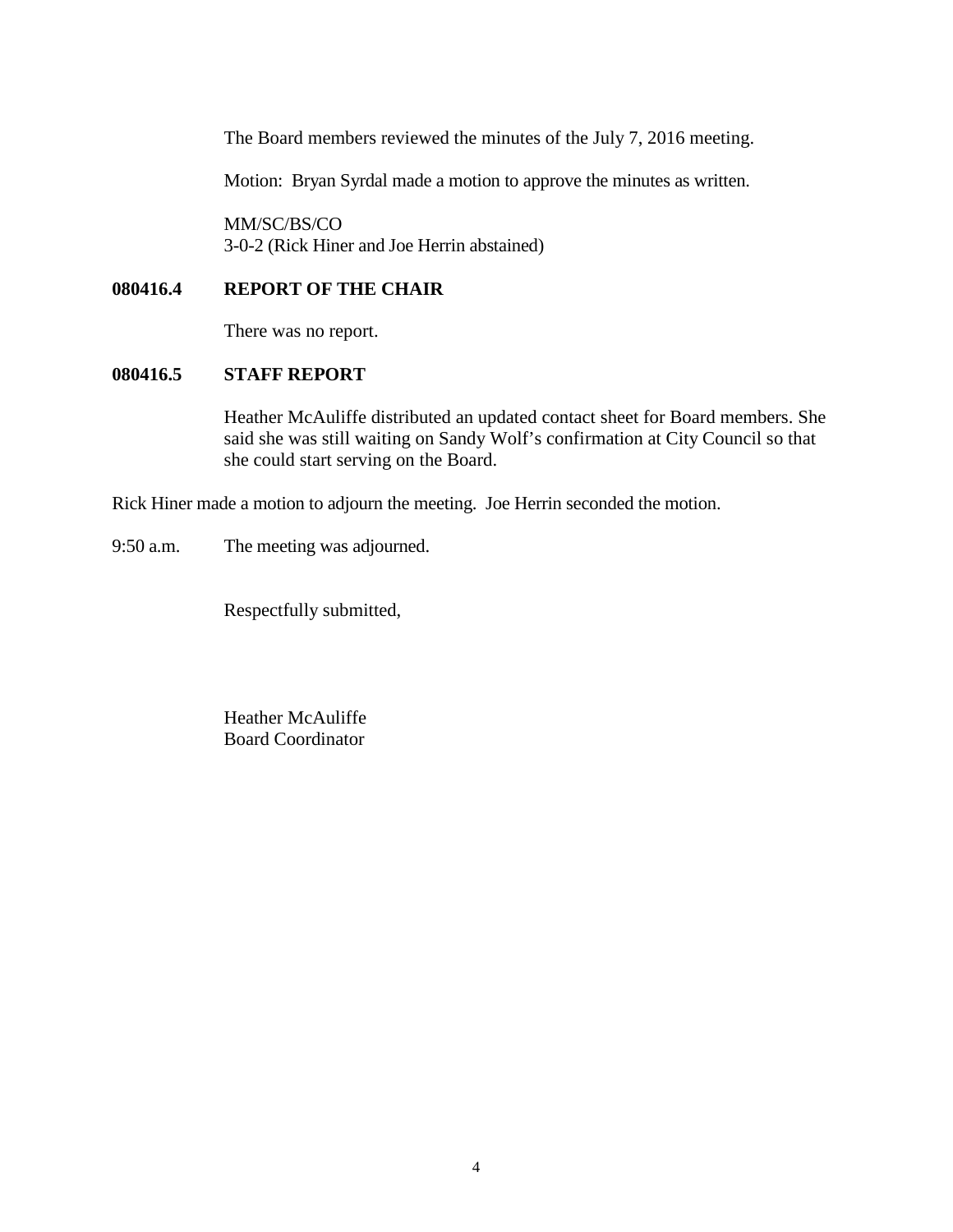The Board members reviewed the minutes of the July 7, 2016 meeting.

Motion: Bryan Syrdal made a motion to approve the minutes as written.

MM/SC/BS/CO
3-0-2 (Rick Hiner and Joe Herrin abstained)

## 080416.4 REPORT OF THE CHAIR

There was no report.

## 080416.5 STAFF REPORT

Heather McAuliffe distributed an updated contact sheet for Board members. She said she was still waiting on Sandy Wolf's confirmation at City Council so that she could start serving on the Board.

Rick Hiner made a motion to adjourn the meeting. Joe Herrin seconded the motion.

9:50 a.m. The meeting was adjourned.

Respectfully submitted,

Heather McAuliffe
Board Coordinator